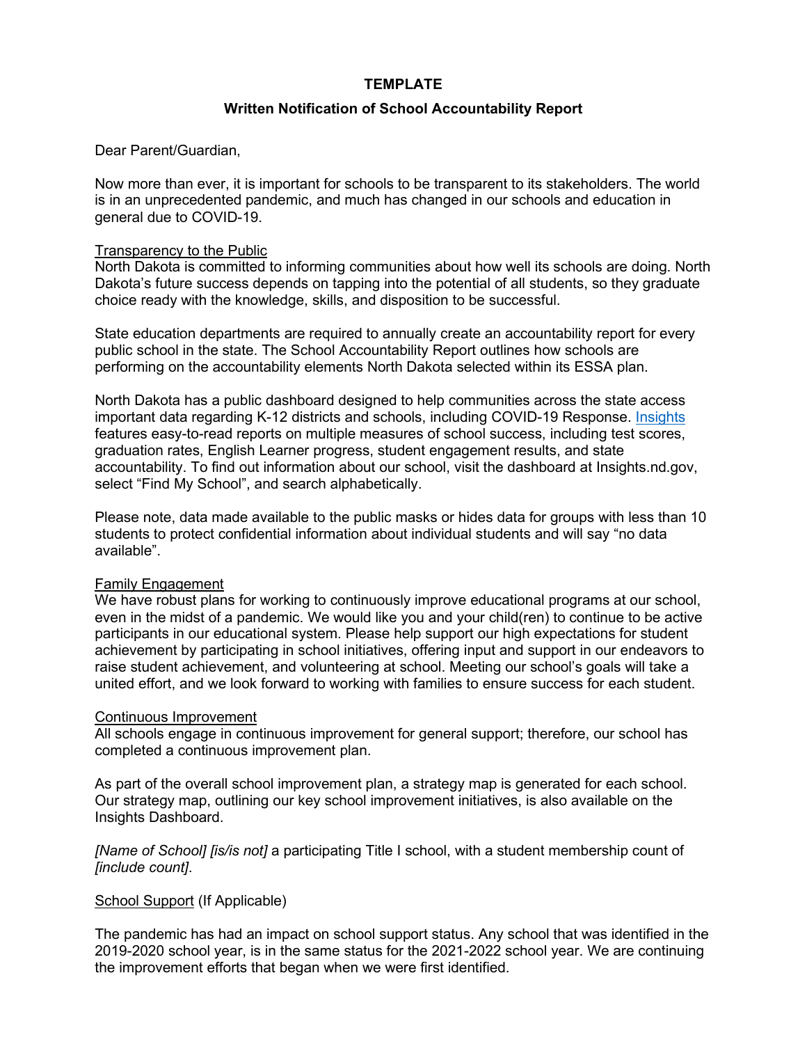**TEMPLATE**

**Written Notification of School Accountability Report**

Dear Parent/Guardian,

Now more than ever, it is important for schools to be transparent to its stakeholders. The world is in an unprecedented pandemic, and much has changed in our schools and education in general due to COVID-19.

Transparency to the Public

North Dakota is committed to informing communities about how well its schools are doing. North Dakota's future success depends on tapping into the potential of all students, so they graduate choice ready with the knowledge, skills, and disposition to be successful.

State education departments are required to annually create an accountability report for every public school in the state. The School Accountability Report outlines how schools are performing on the accountability elements North Dakota selected within its ESSA plan.

North Dakota has a public dashboard designed to help communities across the state access important data regarding K-12 districts and schools, including COVID-19 Response. Insights features easy-to-read reports on multiple measures of school success, including test scores, graduation rates, English Learner progress, student engagement results, and state accountability. To find out information about our school, visit the dashboard at Insights.nd.gov, select "Find My School", and search alphabetically.

Please note, data made available to the public masks or hides data for groups with less than 10 students to protect confidential information about individual students and will say "no data available".

Family Engagement

We have robust plans for working to continuously improve educational programs at our school, even in the midst of a pandemic. We would like you and your child(ren) to continue to be active participants in our educational system. Please help support our high expectations for student achievement by participating in school initiatives, offering input and support in our endeavors to raise student achievement, and volunteering at school. Meeting our school's goals will take a united effort, and we look forward to working with families to ensure success for each student.

Continuous Improvement

All schools engage in continuous improvement for general support; therefore, our school has completed a continuous improvement plan.

As part of the overall school improvement plan, a strategy map is generated for each school. Our strategy map, outlining our key school improvement initiatives, is also available on the Insights Dashboard.

*[Name of School] [is/is not]* a participating Title I school, with a student membership count of *[include count]*.

School Support (If Applicable)

The pandemic has had an impact on school support status. Any school that was identified in the 2019-2020 school year, is in the same status for the 2021-2022 school year. We are continuing the improvement efforts that began when we were first identified.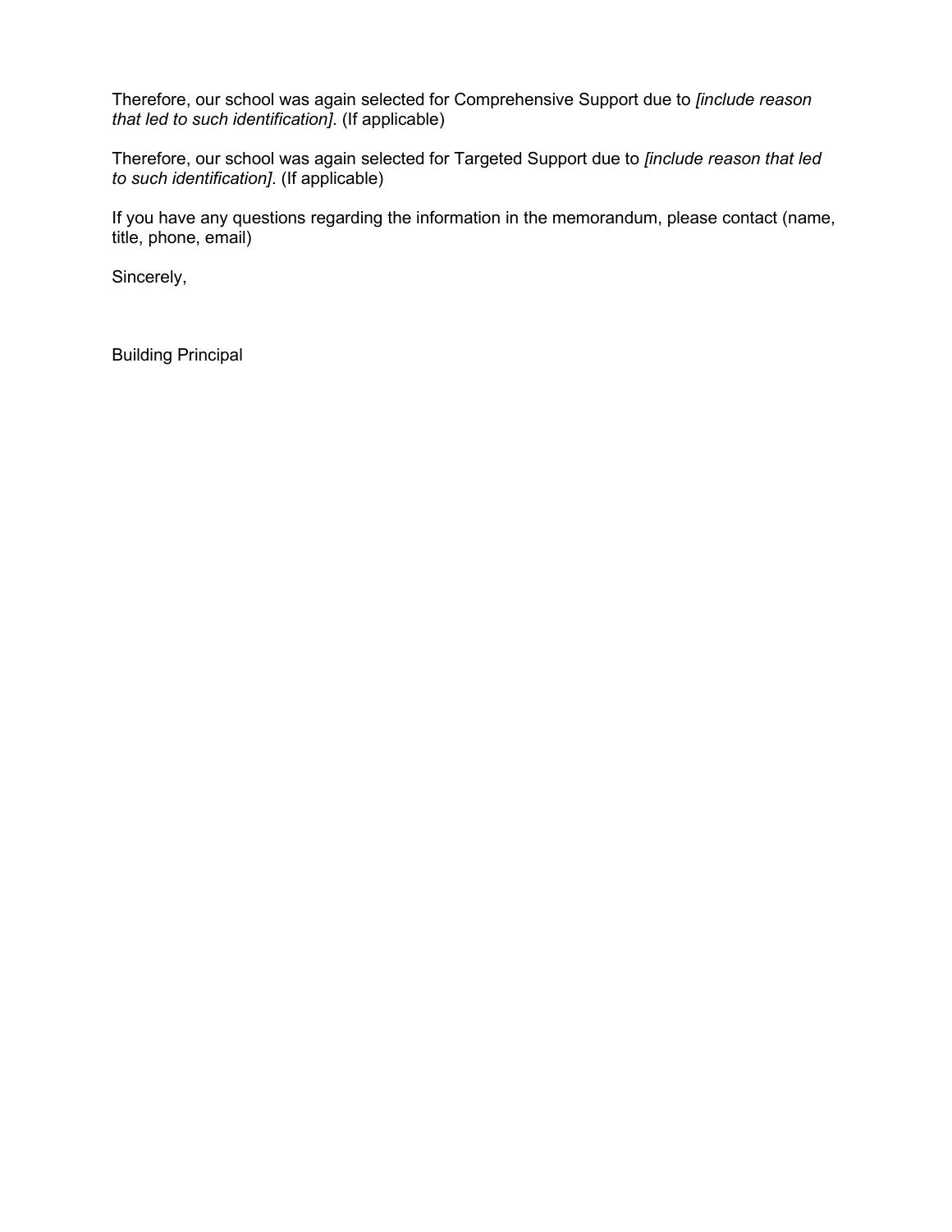Therefore, our school was again selected for Comprehensive Support due to *[include reason that led to such identification]*. (If applicable)

Therefore, our school was again selected for Targeted Support due to *[include reason that led to such identification]*. (If applicable)

If you have any questions regarding the information in the memorandum, please contact (name, title, phone, email)

Sincerely,

Building Principal